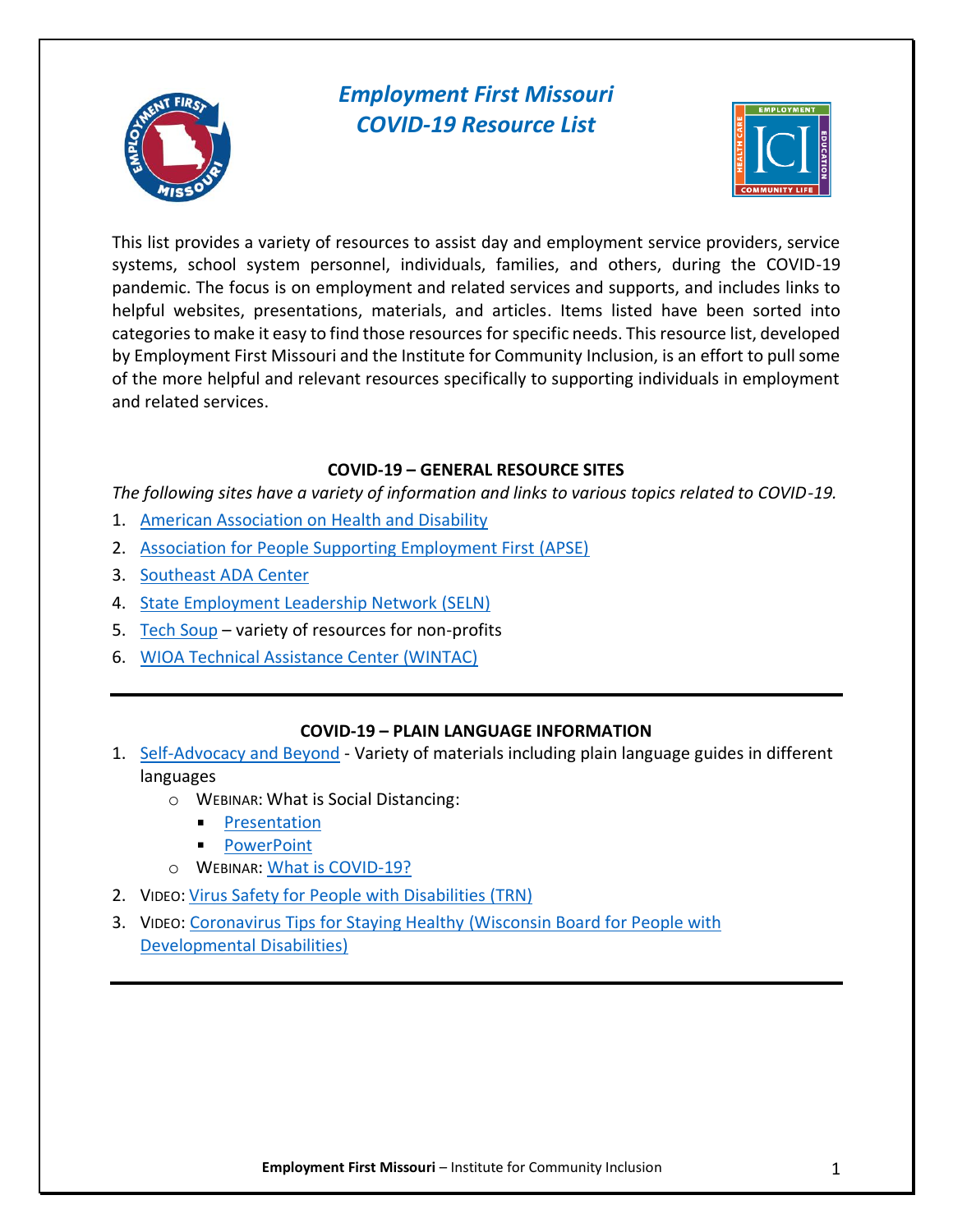# *Employment First Missouri*
# *COVID-19 Resource List*

This list provides a variety of resources to assist day and employment service providers, service systems, school system personnel, individuals, families, and others, during the COVID-19 pandemic. The focus is on employment and related services and supports, and includes links to helpful websites, presentations, materials, and articles. Items listed have been sorted into categories to make it easy to find those resources for specific needs. This resource list, developed by Employment First Missouri and the Institute for Community Inclusion, is an effort to pull some of the more helpful and relevant resources specifically to supporting individuals in employment and related services.

## COVID-19 – GENERAL RESOURCE SITES

*The following sites have a variety of information and links to various topics related to COVID-19.*

1. American Association on Health and Disability
2. Association for People Supporting Employment First (APSE)
3. Southeast ADA Center
4. State Employment Leadership Network (SELN)
5. Tech Soup – variety of resources for non-profits
6. WIOA Technical Assistance Center (WINTAC)

---

## COVID-19 – PLAIN LANGUAGE INFORMATION

1. Self-Advocacy and Beyond - Variety of materials including plain language guides in different languages
   - WEBINAR: What is Social Distancing:
     - Presentation
     - PowerPoint
   - WEBINAR: What is COVID-19?
2. VIDEO: Virus Safety for People with Disabilities (TRN)
3. VIDEO: Coronavirus Tips for Staying Healthy (Wisconsin Board for People with Developmental Disabilities)

---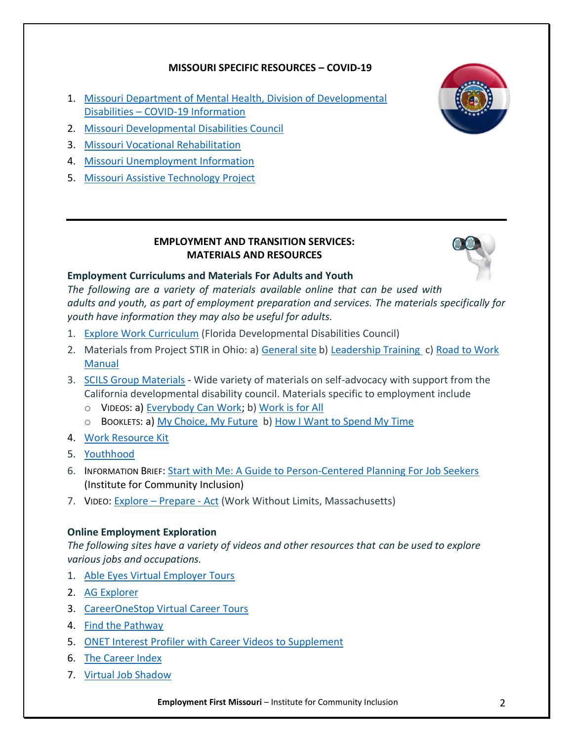## MISSOURI SPECIFIC RESOURCES – COVID-19

1. Missouri Department of Mental Health, Division of Developmental Disabilities – COVID-19 Information
2. Missouri Developmental Disabilities Council
3. Missouri Vocational Rehabilitation
4. Missouri Unemployment Information
5. Missouri Assistive Technology Project

---

## EMPLOYMENT AND TRANSITION SERVICES: MATERIALS AND RESOURCES

### Employment Curriculums and Materials For Adults and Youth

*The following are a variety of materials available online that can be used with adults and youth, as part of employment preparation and services. The materials specifically for youth have information they may also be useful for adults.*

1. Explore Work Curriculum (Florida Developmental Disabilities Council)
2. Materials from Project STIR in Ohio: a) General site b) Leadership Training c) Road to Work Manual
3. SCILS Group Materials - Wide variety of materials on self-advocacy with support from the California developmental disability council. Materials specific to employment include
   - VIDEOS: a) Everybody Can Work; b) Work is for All
   - BOOKLETS: a) My Choice, My Future b) How I Want to Spend My Time
4. Work Resource Kit
5. Youthhood
6. INFORMATION BRIEF: Start with Me: A Guide to Person-Centered Planning For Job Seekers (Institute for Community Inclusion)
7. VIDEO: Explore – Prepare - Act (Work Without Limits, Massachusetts)

### Online Employment Exploration

*The following sites have a variety of videos and other resources that can be used to explore various jobs and occupations.*

1. Able Eyes Virtual Employer Tours
2. AG Explorer
3. CareerOneStop Virtual Career Tours
4. Find the Pathway
5. ONET Interest Profiler with Career Videos to Supplement
6. The Career Index
7. Virtual Job Shadow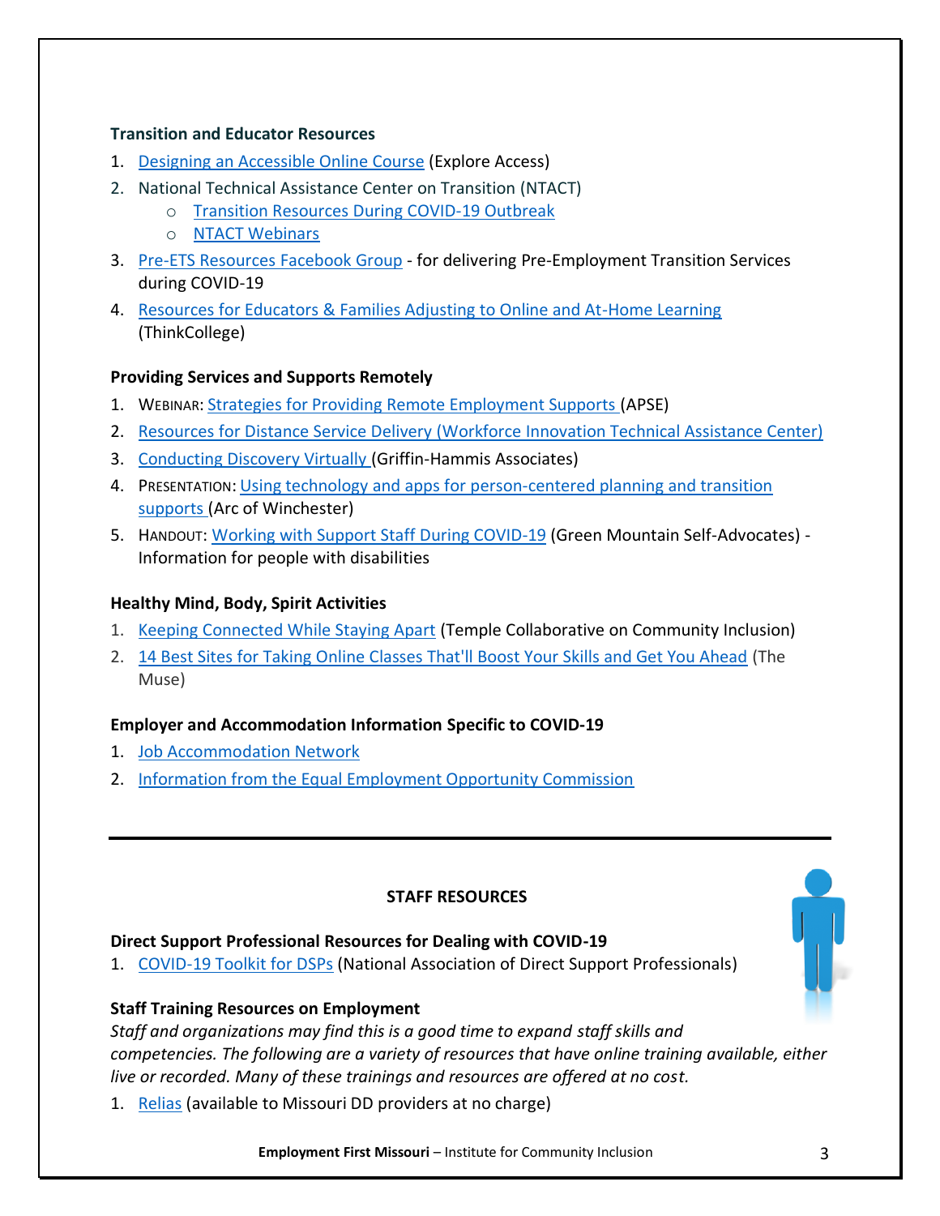### Transition and Educator Resources

1. Designing an Accessible Online Course (Explore Access)
2. National Technical Assistance Center on Transition (NTACT)
   - Transition Resources During COVID-19 Outbreak
   - NTACT Webinars
3. Pre-ETS Resources Facebook Group - for delivering Pre-Employment Transition Services during COVID-19
4. Resources for Educators & Families Adjusting to Online and At-Home Learning (ThinkCollege)

### Providing Services and Supports Remotely

1. WEBINAR: Strategies for Providing Remote Employment Supports (APSE)
2. Resources for Distance Service Delivery (Workforce Innovation Technical Assistance Center)
3. Conducting Discovery Virtually (Griffin-Hammis Associates)
4. PRESENTATION: Using technology and apps for person-centered planning and transition supports (Arc of Winchester)
5. HANDOUT: Working with Support Staff During COVID-19 (Green Mountain Self-Advocates) - Information for people with disabilities

### Healthy Mind, Body, Spirit Activities

1. Keeping Connected While Staying Apart (Temple Collaborative on Community Inclusion)
2. 14 Best Sites for Taking Online Classes That'll Boost Your Skills and Get You Ahead (The Muse)

### Employer and Accommodation Information Specific to COVID-19

1. Job Accommodation Network
2. Information from the Equal Employment Opportunity Commission

---

## STAFF RESOURCES

### Direct Support Professional Resources for Dealing with COVID-19

1. COVID-19 Toolkit for DSPs (National Association of Direct Support Professionals)

### Staff Training Resources on Employment

*Staff and organizations may find this is a good time to expand staff skills and competencies. The following are a variety of resources that have online training available, either live or recorded. Many of these trainings and resources are offered at no cost.*

1. Relias (available to Missouri DD providers at no charge)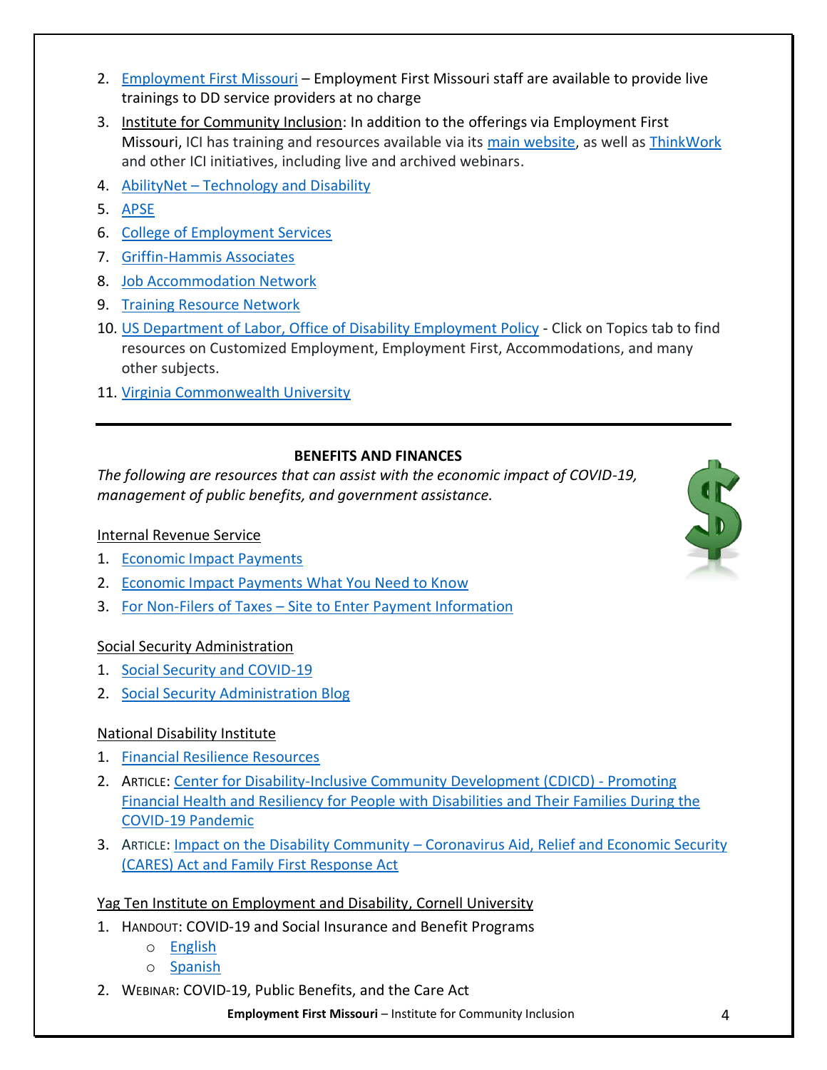2. Employment First Missouri – Employment First Missouri staff are available to provide live trainings to DD service providers at no charge
3. Institute for Community Inclusion: In addition to the offerings via Employment First Missouri, ICI has training and resources available via its main website, as well as ThinkWork and other ICI initiatives, including live and archived webinars.
4. AbilityNet – Technology and Disability
5. APSE
6. College of Employment Services
7. Griffin-Hammis Associates
8. Job Accommodation Network
9. Training Resource Network
10. US Department of Labor, Office of Disability Employment Policy - Click on Topics tab to find resources on Customized Employment, Employment First, Accommodations, and many other subjects.
11. Virginia Commonwealth University

---

## BENEFITS AND FINANCES

*The following are resources that can assist with the economic impact of COVID-19, management of public benefits, and government assistance.*

Internal Revenue Service

1. Economic Impact Payments
2. Economic Impact Payments What You Need to Know
3. For Non-Filers of Taxes – Site to Enter Payment Information

Social Security Administration

1. Social Security and COVID-19
2. Social Security Administration Blog

National Disability Institute

1. Financial Resilience Resources
2. ARTICLE: Center for Disability-Inclusive Community Development (CDICD) - Promoting Financial Health and Resiliency for People with Disabilities and Their Families During the COVID-19 Pandemic
3. ARTICLE: Impact on the Disability Community – Coronavirus Aid, Relief and Economic Security (CARES) Act and Family First Response Act

Yag Ten Institute on Employment and Disability, Cornell University

1. HANDOUT: COVID-19 and Social Insurance and Benefit Programs
   - English
   - Spanish
2. WEBINAR: COVID-19, Public Benefits, and the Care Act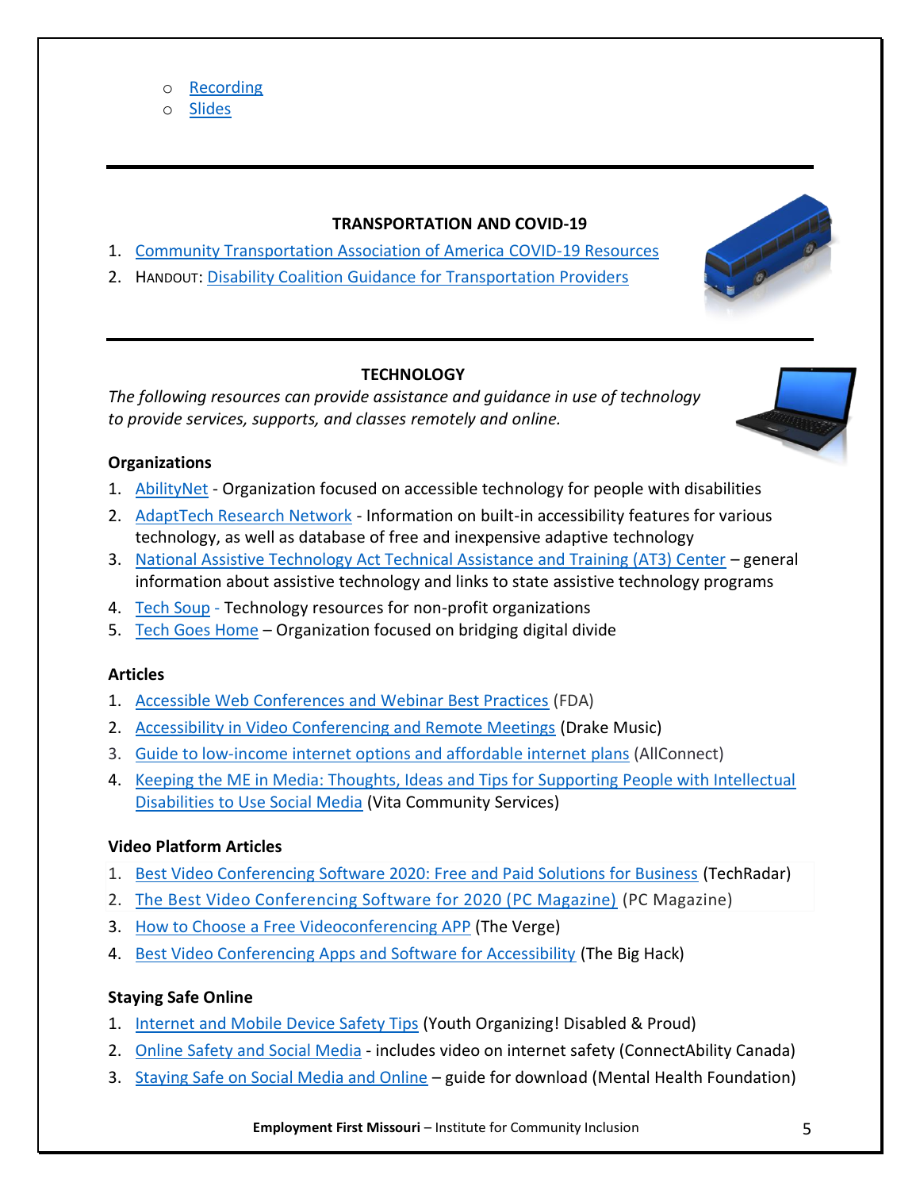- Recording
- Slides

---

## TRANSPORTATION AND COVID-19

1. Community Transportation Association of America COVID-19 Resources
2. HANDOUT: Disability Coalition Guidance for Transportation Providers

---

## TECHNOLOGY

*The following resources can provide assistance and guidance in use of technology to provide services, supports, and classes remotely and online.*

### Organizations

1. AbilityNet - Organization focused on accessible technology for people with disabilities
2. AdaptTech Research Network - Information on built-in accessibility features for various technology, as well as database of free and inexpensive adaptive technology
3. National Assistive Technology Act Technical Assistance and Training (AT3) Center – general information about assistive technology and links to state assistive technology programs
4. Tech Soup - Technology resources for non-profit organizations
5. Tech Goes Home – Organization focused on bridging digital divide

### Articles

1. Accessible Web Conferences and Webinar Best Practices (FDA)
2. Accessibility in Video Conferencing and Remote Meetings (Drake Music)
3. Guide to low-income internet options and affordable internet plans (AllConnect)
4. Keeping the ME in Media: Thoughts, Ideas and Tips for Supporting People with Intellectual Disabilities to Use Social Media (Vita Community Services)

### Video Platform Articles

1. Best Video Conferencing Software 2020: Free and Paid Solutions for Business (TechRadar)
2. The Best Video Conferencing Software for 2020 (PC Magazine) (PC Magazine)
3. How to Choose a Free Videoconferencing APP (The Verge)
4. Best Video Conferencing Apps and Software for Accessibility (The Big Hack)

### Staying Safe Online

1. Internet and Mobile Device Safety Tips (Youth Organizing! Disabled & Proud)
2. Online Safety and Social Media - includes video on internet safety (ConnectAbility Canada)
3. Staying Safe on Social Media and Online – guide for download (Mental Health Foundation)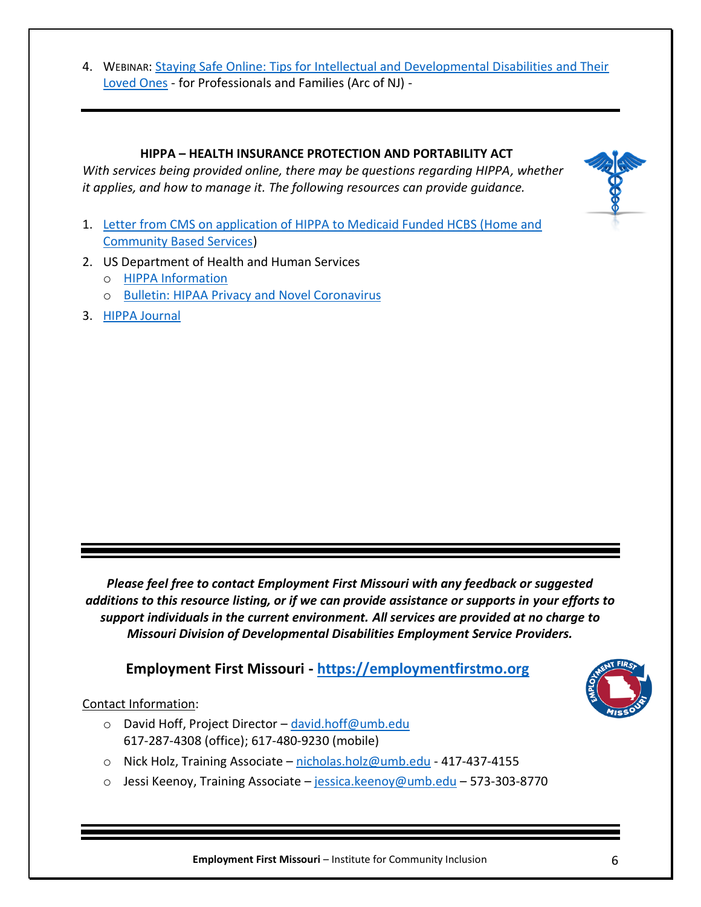4. WEBINAR: Staying Safe Online: Tips for Intellectual and Developmental Disabilities and Their Loved Ones - for Professionals and Families (Arc of NJ) -

---

## HIPPA – HEALTH INSURANCE PROTECTION AND PORTABILITY ACT

*With services being provided online, there may be questions regarding HIPPA, whether it applies, and how to manage it. The following resources can provide guidance.*

1. Letter from CMS on application of HIPPA to Medicaid Funded HCBS (Home and Community Based Services)
2. US Department of Health and Human Services
   - HIPPA Information
   - Bulletin: HIPAA Privacy and Novel Coronavirus
3. HIPPA Journal

---

***Please feel free to contact Employment First Missouri with any feedback or suggested additions to this resource listing, or if we can provide assistance or supports in your efforts to support individuals in the current environment. All services are provided at no charge to Missouri Division of Developmental Disabilities Employment Service Providers.***

**Employment First Missouri - https://employmentfirstmo.org**

Contact Information:

- David Hoff, Project Director – david.hoff@umb.edu
  617-287-4308 (office); 617-480-9230 (mobile)
- Nick Holz, Training Associate – nicholas.holz@umb.edu - 417-437-4155
- Jessi Keenoy, Training Associate – jessica.keenoy@umb.edu – 573-303-8770